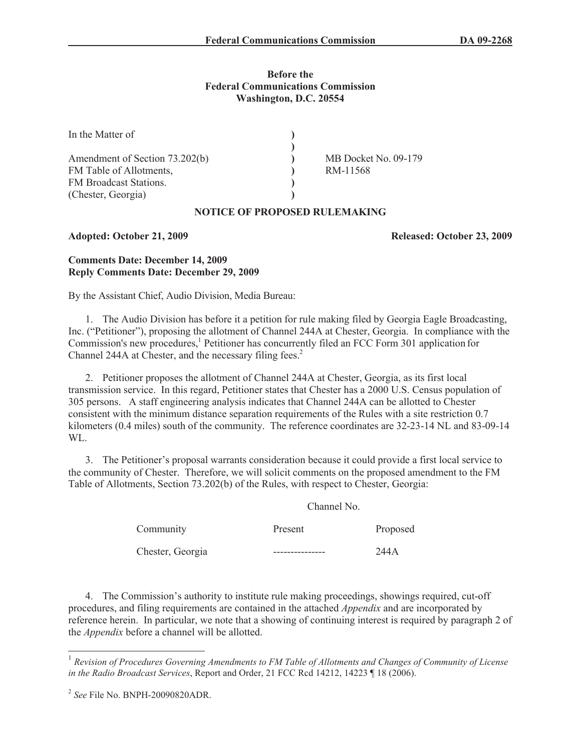**Before the**
**Federal Communications Commission**
**Washington, D.C. 20554**

| In the Matter of | ) | |
|---|---|---|
| | ) | |
| Amendment of Section 73.202(b) | ) | MB Docket No. 09-179 |
| FM Table of Allotments, | ) | RM-11568 |
| FM Broadcast Stations. | ) | |
| (Chester, Georgia) | ) | |

**NOTICE OF PROPOSED RULEMAKING**

**Adopted: October 21, 2009** **Released: October 23, 2009**

**Comments Date: December 14, 2009**
**Reply Comments Date: December 29, 2009**

By the Assistant Chief, Audio Division, Media Bureau:

1. The Audio Division has before it a petition for rule making filed by Georgia Eagle Broadcasting, Inc. ("Petitioner"), proposing the allotment of Channel 244A at Chester, Georgia. In compliance with the Commission's new procedures,[1] Petitioner has concurrently filed an FCC Form 301 application for Channel 244A at Chester, and the necessary filing fees.[2]

2. Petitioner proposes the allotment of Channel 244A at Chester, Georgia, as its first local transmission service. In this regard, Petitioner states that Chester has a 2000 U.S. Census population of 305 persons. A staff engineering analysis indicates that Channel 244A can be allotted to Chester consistent with the minimum distance separation requirements of the Rules with a site restriction 0.7 kilometers (0.4 miles) south of the community. The reference coordinates are 32-23-14 NL and 83-09-14 WL.

3. The Petitioner's proposal warrants consideration because it could provide a first local service to the community of Chester. Therefore, we will solicit comments on the proposed amendment to the FM Table of Allotments, Section 73.202(b) of the Rules, with respect to Chester, Georgia:

| | Channel No. | |
|---|---|---|
| Community | Present | Proposed |
| Chester, Georgia | --------------- | 244A |

4. The Commission's authority to institute rule making proceedings, showings required, cut-off procedures, and filing requirements are contained in the attached *Appendix* and are incorporated by reference herein. In particular, we note that a showing of continuing interest is required by paragraph 2 of the *Appendix* before a channel will be allotted.

---

[1] *Revision of Procedures Governing Amendments to FM Table of Allotments and Changes of Community of License in the Radio Broadcast Services*, Report and Order, 21 FCC Rcd 14212, 14223 ¶ 18 (2006).

[2] *See* File No. BNPH-20090820ADR.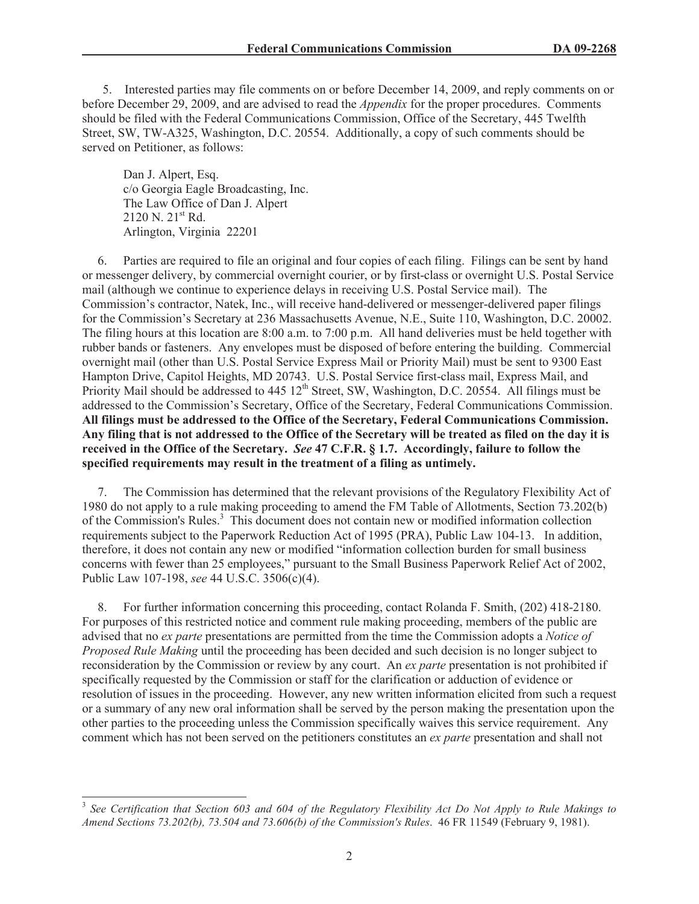5. Interested parties may file comments on or before December 14, 2009, and reply comments on or before December 29, 2009, and are advised to read the *Appendix* for the proper procedures. Comments should be filed with the Federal Communications Commission, Office of the Secretary, 445 Twelfth Street, SW, TW-A325, Washington, D.C. 20554. Additionally, a copy of such comments should be served on Petitioner, as follows:

Dan J. Alpert, Esq.
c/o Georgia Eagle Broadcasting, Inc.
The Law Office of Dan J. Alpert
2120 N. 21st Rd.
Arlington, Virginia 22201

6. Parties are required to file an original and four copies of each filing. Filings can be sent by hand or messenger delivery, by commercial overnight courier, or by first-class or overnight U.S. Postal Service mail (although we continue to experience delays in receiving U.S. Postal Service mail). The Commission's contractor, Natek, Inc., will receive hand-delivered or messenger-delivered paper filings for the Commission's Secretary at 236 Massachusetts Avenue, N.E., Suite 110, Washington, D.C. 20002. The filing hours at this location are 8:00 a.m. to 7:00 p.m. All hand deliveries must be held together with rubber bands or fasteners. Any envelopes must be disposed of before entering the building. Commercial overnight mail (other than U.S. Postal Service Express Mail or Priority Mail) must be sent to 9300 East Hampton Drive, Capitol Heights, MD 20743. U.S. Postal Service first-class mail, Express Mail, and Priority Mail should be addressed to 445 12th Street, SW, Washington, D.C. 20554. All filings must be addressed to the Commission's Secretary, Office of the Secretary, Federal Communications Commission. **All filings must be addressed to the Office of the Secretary, Federal Communications Commission. Any filing that is not addressed to the Office of the Secretary will be treated as filed on the day it is received in the Office of the Secretary. *See* 47 C.F.R. § 1.7. Accordingly, failure to follow the specified requirements may result in the treatment of a filing as untimely.**

7. The Commission has determined that the relevant provisions of the Regulatory Flexibility Act of 1980 do not apply to a rule making proceeding to amend the FM Table of Allotments, Section 73.202(b) of the Commission's Rules.[3] This document does not contain new or modified information collection requirements subject to the Paperwork Reduction Act of 1995 (PRA), Public Law 104-13. In addition, therefore, it does not contain any new or modified "information collection burden for small business concerns with fewer than 25 employees," pursuant to the Small Business Paperwork Relief Act of 2002, Public Law 107-198, *see* 44 U.S.C. 3506(c)(4).

8. For further information concerning this proceeding, contact Rolanda F. Smith, (202) 418-2180. For purposes of this restricted notice and comment rule making proceeding, members of the public are advised that no *ex parte* presentations are permitted from the time the Commission adopts a *Notice of Proposed Rule Making* until the proceeding has been decided and such decision is no longer subject to reconsideration by the Commission or review by any court. An *ex parte* presentation is not prohibited if specifically requested by the Commission or staff for the clarification or adduction of evidence or resolution of issues in the proceeding. However, any new written information elicited from such a request or a summary of any new oral information shall be served by the person making the presentation upon the other parties to the proceeding unless the Commission specifically waives this service requirement. Any comment which has not been served on the petitioners constitutes an *ex parte* presentation and shall not

[3] *See Certification that Section 603 and 604 of the Regulatory Flexibility Act Do Not Apply to Rule Makings to Amend Sections 73.202(b), 73.504 and 73.606(b) of the Commission's Rules*. 46 FR 11549 (February 9, 1981).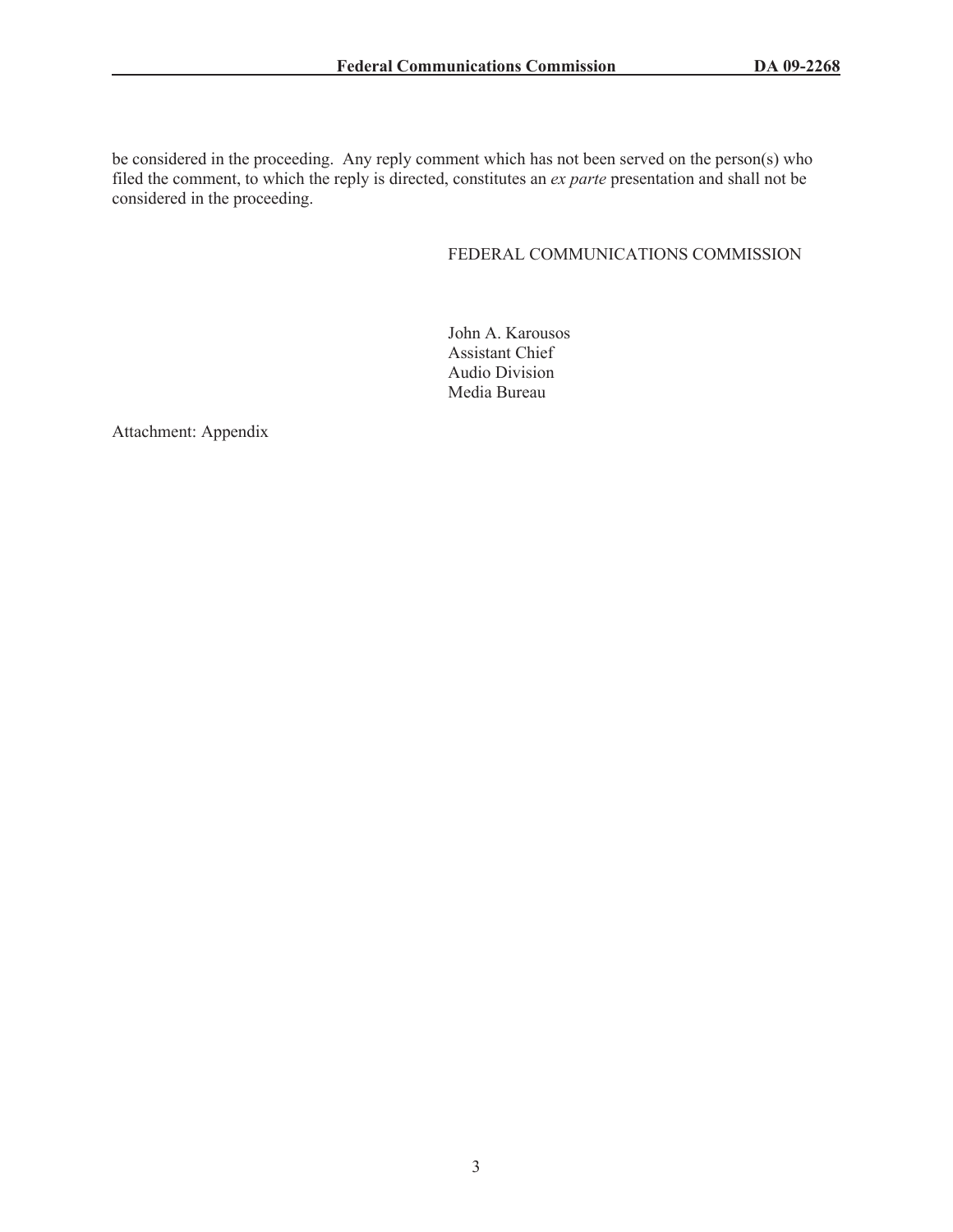be considered in the proceeding. Any reply comment which has not been served on the person(s) who filed the comment, to which the reply is directed, constitutes an *ex parte* presentation and shall not be considered in the proceeding.

FEDERAL COMMUNICATIONS COMMISSION

John A. Karousos
Assistant Chief
Audio Division
Media Bureau

Attachment: Appendix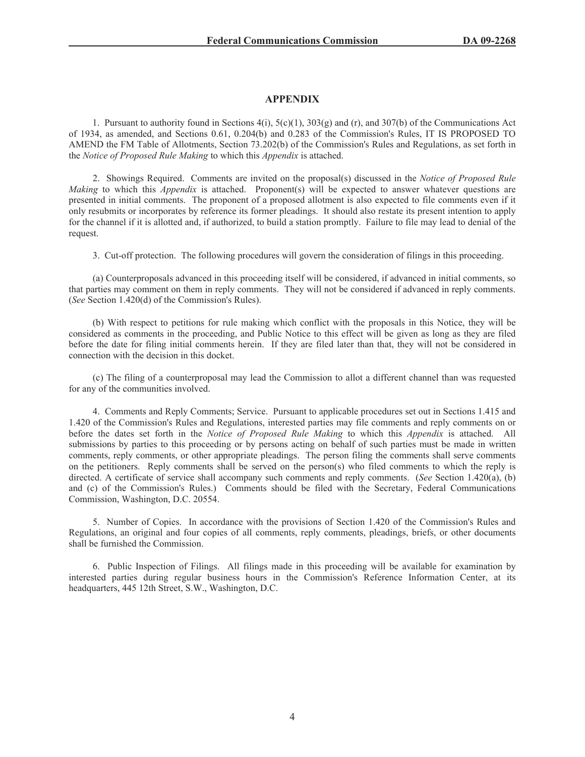## APPENDIX

1. Pursuant to authority found in Sections 4(i), 5(c)(1), 303(g) and (r), and 307(b) of the Communications Act of 1934, as amended, and Sections 0.61, 0.204(b) and 0.283 of the Commission's Rules, IT IS PROPOSED TO AMEND the FM Table of Allotments, Section 73.202(b) of the Commission's Rules and Regulations, as set forth in the *Notice of Proposed Rule Making* to which this *Appendix* is attached.

2. Showings Required. Comments are invited on the proposal(s) discussed in the *Notice of Proposed Rule Making* to which this *Appendix* is attached. Proponent(s) will be expected to answer whatever questions are presented in initial comments. The proponent of a proposed allotment is also expected to file comments even if it only resubmits or incorporates by reference its former pleadings. It should also restate its present intention to apply for the channel if it is allotted and, if authorized, to build a station promptly. Failure to file may lead to denial of the request.

3. Cut-off protection. The following procedures will govern the consideration of filings in this proceeding.

(a) Counterproposals advanced in this proceeding itself will be considered, if advanced in initial comments, so that parties may comment on them in reply comments. They will not be considered if advanced in reply comments. (*See* Section 1.420(d) of the Commission's Rules).

(b) With respect to petitions for rule making which conflict with the proposals in this Notice, they will be considered as comments in the proceeding, and Public Notice to this effect will be given as long as they are filed before the date for filing initial comments herein. If they are filed later than that, they will not be considered in connection with the decision in this docket.

(c) The filing of a counterproposal may lead the Commission to allot a different channel than was requested for any of the communities involved.

4. Comments and Reply Comments; Service. Pursuant to applicable procedures set out in Sections 1.415 and 1.420 of the Commission's Rules and Regulations, interested parties may file comments and reply comments on or before the dates set forth in the *Notice of Proposed Rule Making* to which this *Appendix* is attached. All submissions by parties to this proceeding or by persons acting on behalf of such parties must be made in written comments, reply comments, or other appropriate pleadings. The person filing the comments shall serve comments on the petitioners. Reply comments shall be served on the person(s) who filed comments to which the reply is directed. A certificate of service shall accompany such comments and reply comments. (*See* Section 1.420(a), (b) and (c) of the Commission's Rules.) Comments should be filed with the Secretary, Federal Communications Commission, Washington, D.C. 20554.

5. Number of Copies. In accordance with the provisions of Section 1.420 of the Commission's Rules and Regulations, an original and four copies of all comments, reply comments, pleadings, briefs, or other documents shall be furnished the Commission.

6. Public Inspection of Filings. All filings made in this proceeding will be available for examination by interested parties during regular business hours in the Commission's Reference Information Center, at its headquarters, 445 12th Street, S.W., Washington, D.C.